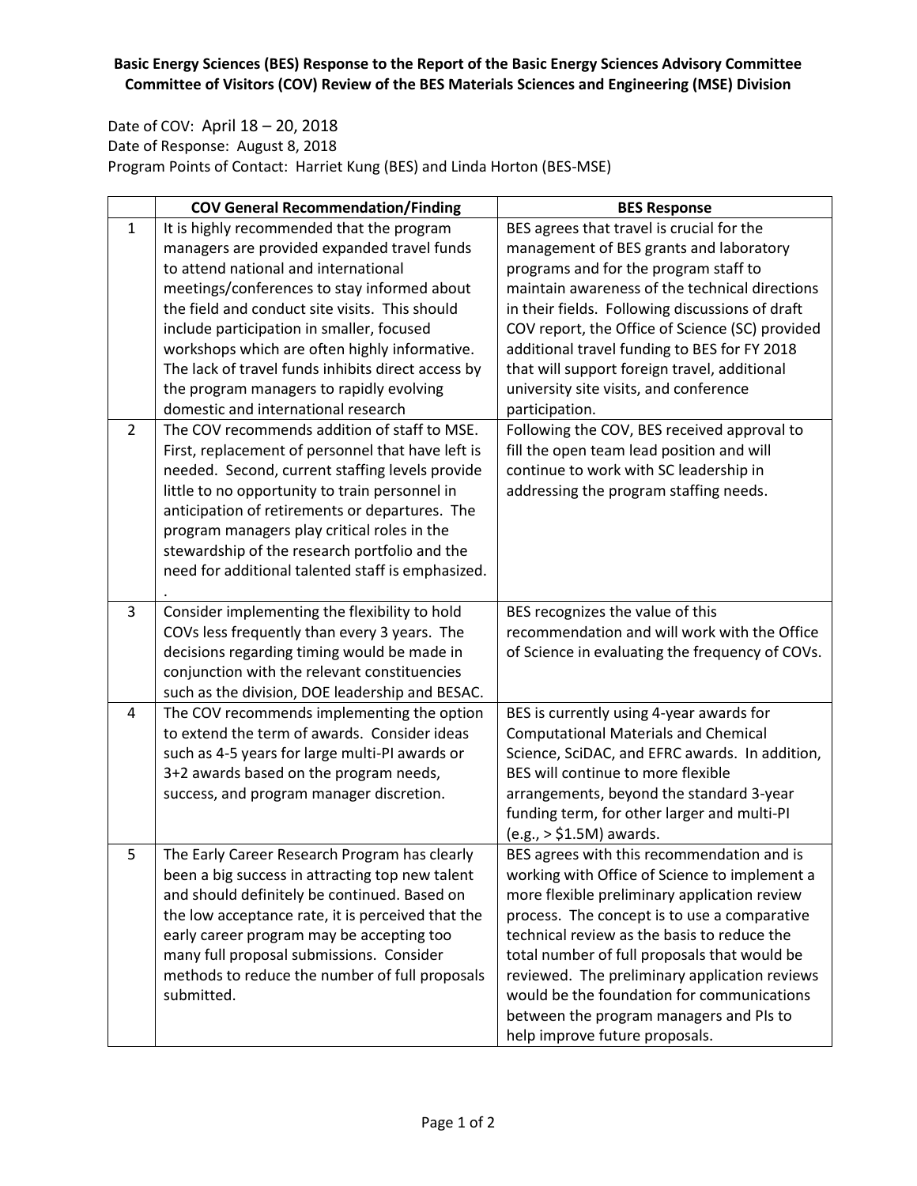**Basic Energy Sciences (BES) Response to the Report of the Basic Energy Sciences Advisory Committee Committee of Visitors (COV) Review of the BES Materials Sciences and Engineering (MSE) Division**

Date of COV: April 18 – 20, 2018
Date of Response: August 8, 2018
Program Points of Contact: Harriet Kung (BES) and Linda Horton (BES-MSE)

| | COV General Recommendation/Finding | BES Response |
|---|---|---|
| 1 | It is highly recommended that the program managers are provided expanded travel funds to attend national and international meetings/conferences to stay informed about the field and conduct site visits. This should include participation in smaller, focused workshops which are often highly informative. The lack of travel funds inhibits direct access by the program managers to rapidly evolving domestic and international research | BES agrees that travel is crucial for the management of BES grants and laboratory programs and for the program staff to maintain awareness of the technical directions in their fields. Following discussions of draft COV report, the Office of Science (SC) provided additional travel funding to BES for FY 2018 that will support foreign travel, additional university site visits, and conference participation. |
| 2 | The COV recommends addition of staff to MSE. First, replacement of personnel that have left is needed. Second, current staffing levels provide little to no opportunity to train personnel in anticipation of retirements or departures. The program managers play critical roles in the stewardship of the research portfolio and the need for additional talented staff is emphasized. . | Following the COV, BES received approval to fill the open team lead position and will continue to work with SC leadership in addressing the program staffing needs. |
| 3 | Consider implementing the flexibility to hold COVs less frequently than every 3 years. The decisions regarding timing would be made in conjunction with the relevant constituencies such as the division, DOE leadership and BESAC. | BES recognizes the value of this recommendation and will work with the Office of Science in evaluating the frequency of COVs. |
| 4 | The COV recommends implementing the option to extend the term of awards. Consider ideas such as 4-5 years for large multi-PI awards or 3+2 awards based on the program needs, success, and program manager discretion. | BES is currently using 4-year awards for Computational Materials and Chemical Science, SciDAC, and EFRC awards. In addition, BES will continue to more flexible arrangements, beyond the standard 3-year funding term, for other larger and multi-PI (e.g., > $1.5M) awards. |
| 5 | The Early Career Research Program has clearly been a big success in attracting top new talent and should definitely be continued. Based on the low acceptance rate, it is perceived that the early career program may be accepting too many full proposal submissions. Consider methods to reduce the number of full proposals submitted. | BES agrees with this recommendation and is working with Office of Science to implement a more flexible preliminary application review process. The concept is to use a comparative technical review as the basis to reduce the total number of full proposals that would be reviewed. The preliminary application reviews would be the foundation for communications between the program managers and PIs to help improve future proposals. |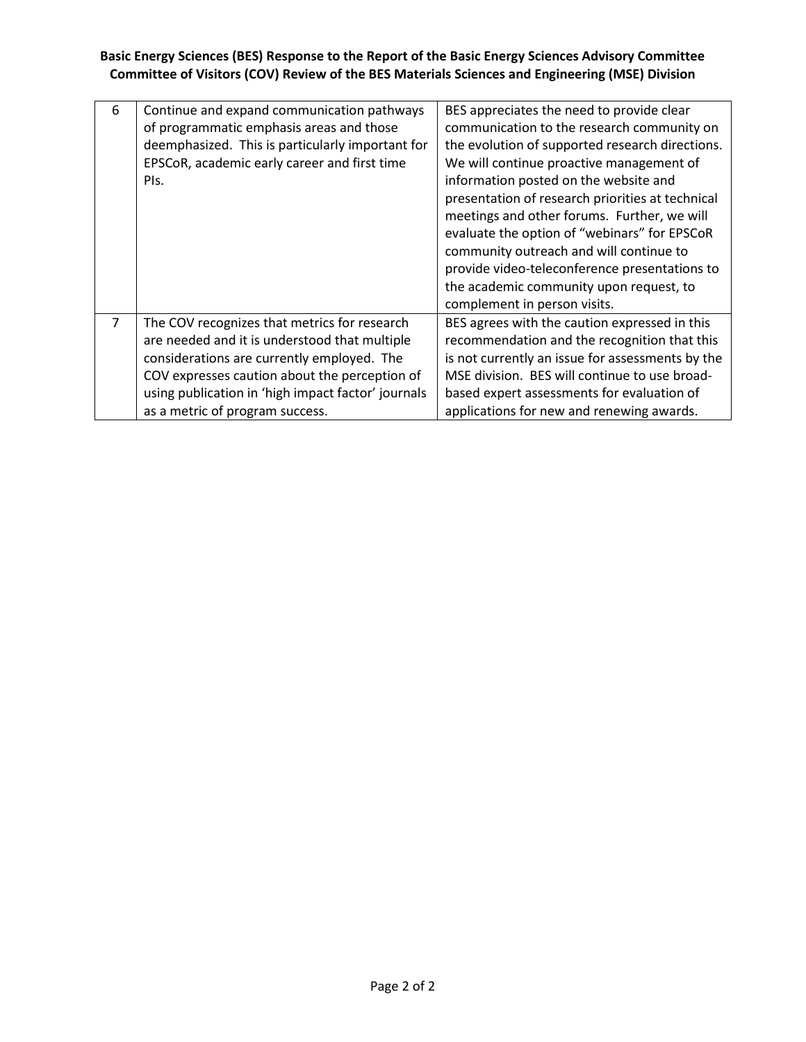| | | |
|---|---|---|
| 6 | Continue and expand communication pathways of programmatic emphasis areas and those deemphasized. This is particularly important for EPSCoR, academic early career and first time PIs. | BES appreciates the need to provide clear communication to the research community on the evolution of supported research directions. We will continue proactive management of information posted on the website and presentation of research priorities at technical meetings and other forums. Further, we will evaluate the option of "webinars" for EPSCoR community outreach and will continue to provide video-teleconference presentations to the academic community upon request, to complement in person visits. |
| 7 | The COV recognizes that metrics for research are needed and it is understood that multiple considerations are currently employed. The COV expresses caution about the perception of using publication in 'high impact factor' journals as a metric of program success. | BES agrees with the caution expressed in this recommendation and the recognition that this is not currently an issue for assessments by the MSE division. BES will continue to use broad-based expert assessments for evaluation of applications for new and renewing awards. |